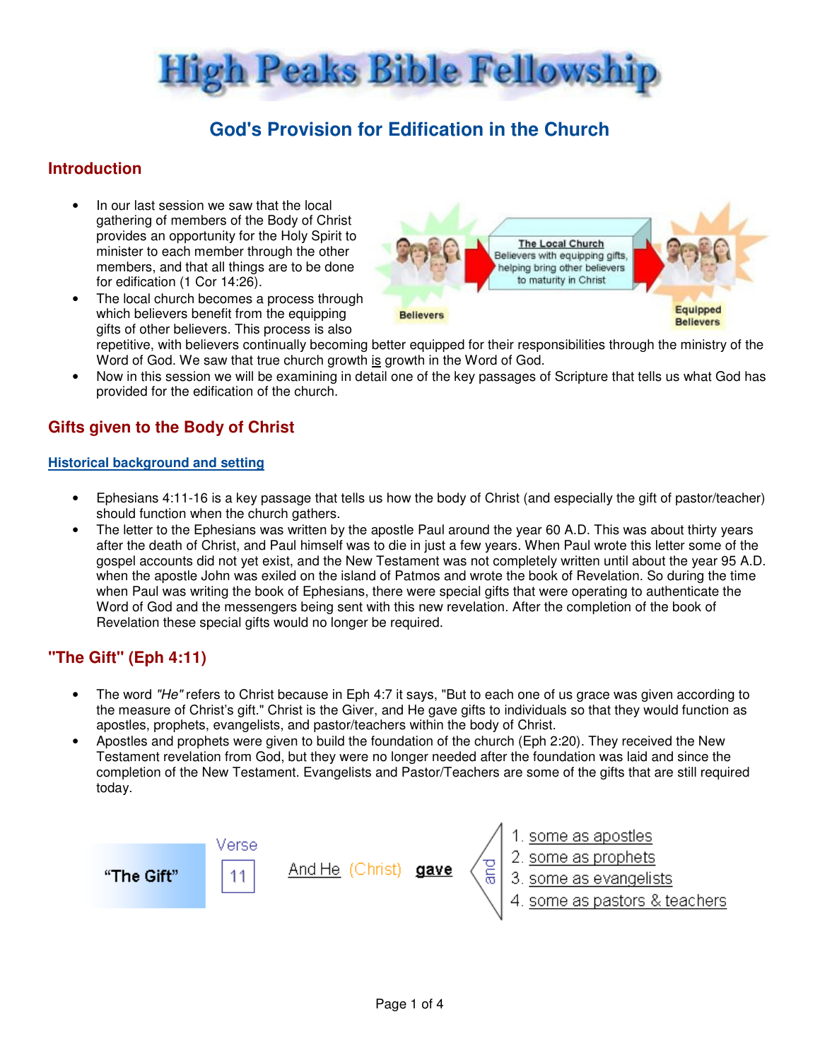# High Peaks Bible Fellowship

## God's Provision for Edification in the Church

### Introduction

- In our last session we saw that the local gathering of members of the Body of Christ provides an opportunity for the Holy Spirit to minister to each member through the other members, and that all things are to be done for edification (1 Cor 14:26).
- The local church becomes a process through which believers benefit from the equipping gifts of other believers. This process is also repetitive, with believers continually becoming better equipped for their responsibilities through the ministry of the Word of God. We saw that true church growth is growth in the Word of God.
- Now in this session we will be examining in detail one of the key passages of Scripture that tells us what God has provided for the edification of the church.

Believers → **The Local Church** Believers with equipping gifts, helping bring other believers to maturity in Christ → Equipped Believers

### Gifts given to the Body of Christ

#### Historical background and setting

- Ephesians 4:11-16 is a key passage that tells us how the body of Christ (and especially the gift of pastor/teacher) should function when the church gathers.
- The letter to the Ephesians was written by the apostle Paul around the year 60 A.D. This was about thirty years after the death of Christ, and Paul himself was to die in just a few years. When Paul wrote this letter some of the gospel accounts did not yet exist, and the New Testament was not completely written until about the year 95 A.D. when the apostle John was exiled on the island of Patmos and wrote the book of Revelation. So during the time when Paul was writing the book of Ephesians, there were special gifts that were operating to authenticate the Word of God and the messengers being sent with this new revelation. After the completion of the book of Revelation these special gifts would no longer be required.

### "The Gift" (Eph 4:11)

- The word *"He"* refers to Christ because in Eph 4:7 it says, "But to each one of us grace was given according to the measure of Christ's gift." Christ is the Giver, and He gave gifts to individuals so that they would function as apostles, prophets, evangelists, and pastor/teachers within the body of Christ.
- Apostles and prophets were given to build the foundation of the church (Eph 2:20). They received the New Testament revelation from God, but they were no longer needed after the foundation was laid and since the completion of the New Testament. Evangelists and Pastor/Teachers are some of the gifts that are still required today.

"The Gift" — Verse 11

And He (Christ) **gave** (and)
1. some as apostles
2. some as prophets
3. some as evangelists
4. some as pastors & teachers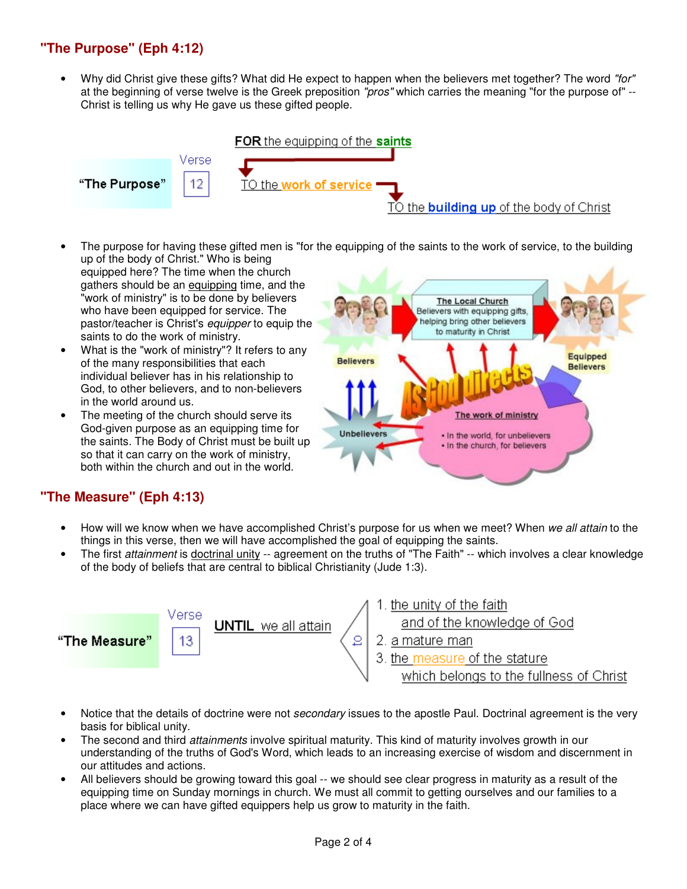## "The Purpose" (Eph 4:12)

- Why did Christ give these gifts? What did He expect to happen when the believers met together? The word *"for"* at the beginning of verse twelve is the Greek preposition *"pros"* which carries the meaning "for the purpose of" -- Christ is telling us why He gave us these gifted people.

**"The Purpose"** — Verse 12

**FOR** the equipping of the **saints**
→ TO the **work of service**
→ TO the **building up** of the body of Christ

- The purpose for having these gifted men is "for the equipping of the saints to the work of service, to the building up of the body of Christ." Who is being equipped here? The time when the church gathers should be an equipping time, and the "work of ministry" is to be done by believers who have been equipped for service. The pastor/teacher is Christ's *equipper* to equip the saints to do the work of ministry.
- What is the "work of ministry"? It refers to any of the many responsibilities that each individual believer has in his relationship to God, to other believers, and to non-believers in the world around us.
- The meeting of the church should serve its God-given purpose as an equipping time for the saints. The Body of Christ must be built up so that it can carry on the work of ministry, both within the church and out in the world.

Believers → The Local Church (Believers with equipping gifts, helping bring other believers to maturity in Christ) → Equipped Believers

As God directs — The work of ministry
- In the world, for unbelievers
- In the church, for believers

Unbelievers → Believers

## "The Measure" (Eph 4:13)

- How will we know when we have accomplished Christ's purpose for us when we meet? When *we all attain* to the things in this verse, then we will have accomplished the goal of equipping the saints.
- The first *attainment* is doctrinal unity -- agreement on the truths of "The Faith" -- which involves a clear knowledge of the body of beliefs that are central to biblical Christianity (Jude 1:3).

**"The Measure"** — Verse 13

**UNTIL** we all attain — to

1. the unity of the faith and of the knowledge of God
2. a mature man
3. the measure of the stature which belongs to the fullness of Christ

- Notice that the details of doctrine were not *secondary* issues to the apostle Paul. Doctrinal agreement is the very basis for biblical unity.
- The second and third *attainments* involve spiritual maturity. This kind of maturity involves growth in our understanding of the truths of God's Word, which leads to an increasing exercise of wisdom and discernment in our attitudes and actions.
- All believers should be growing toward this goal -- we should see clear progress in maturity as a result of the equipping time on Sunday mornings in church. We must all commit to getting ourselves and our families to a place where we can have gifted equippers help us grow to maturity in the faith.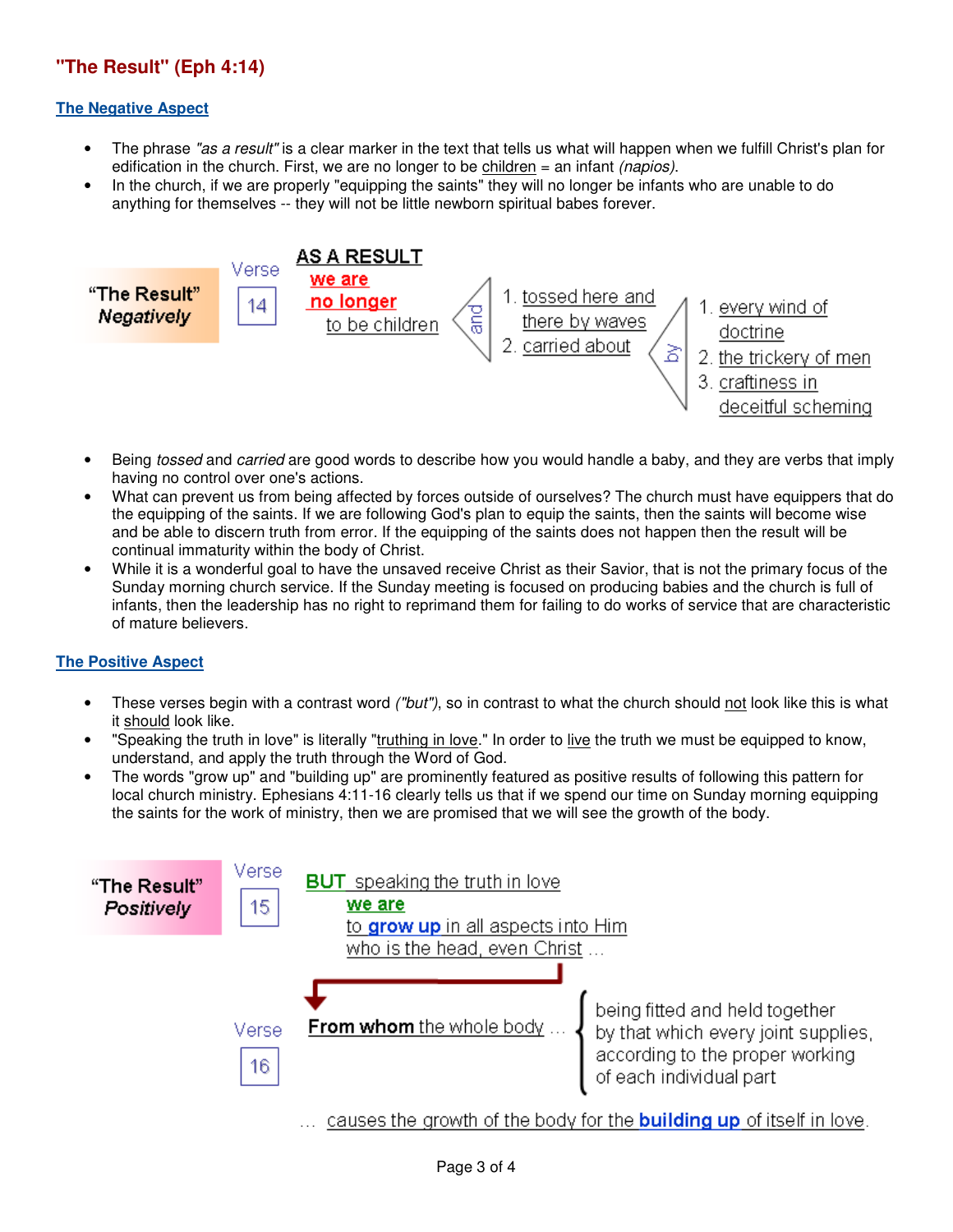## "The Result" (Eph 4:14)

### The Negative Aspect

- The phrase *"as a result"* is a clear marker in the text that tells us what will happen when we fulfill Christ's plan for edification in the church. First, we are no longer to be children = an infant *(napios)*.
- In the church, if we are properly "equipping the saints" they will no longer be infants who are unable to do anything for themselves -- they will not be little newborn spiritual babes forever.

**"The Result" *Negatively*** — Verse 14

**AS A RESULT**
**we are**
**no longer**
to be children

*and*

1. tossed here and there by waves
2. carried about

*by*

1. every wind of doctrine
2. the trickery of men
3. craftiness in deceitful scheming

- Being *tossed* and *carried* are good words to describe how you would handle a baby, and they are verbs that imply having no control over one's actions.
- What can prevent us from being affected by forces outside of ourselves? The church must have equippers that do the equipping of the saints. If we are following God's plan to equip the saints, then the saints will become wise and be able to discern truth from error. If the equipping of the saints does not happen then the result will be continual immaturity within the body of Christ.
- While it is a wonderful goal to have the unsaved receive Christ as their Savior, that is not the primary focus of the Sunday morning church service. If the Sunday meeting is focused on producing babies and the church is full of infants, then the leadership has no right to reprimand them for failing to do works of service that are characteristic of mature believers.

### The Positive Aspect

- These verses begin with a contrast word *("but")*, so in contrast to what the church should not look like this is what it should look like.
- "Speaking the truth in love" is literally "truthing in love." In order to live the truth we must be equipped to know, understand, and apply the truth through the Word of God.
- The words "grow up" and "building up" are prominently featured as positive results of following this pattern for local church ministry. Ephesians 4:11-16 clearly tells us that if we spend our time on Sunday morning equipping the saints for the work of ministry, then we are promised that we will see the growth of the body.

**"The Result" *Positively*** — Verse 15

**BUT** speaking the truth in love
**we are**
to **grow up** in all aspects into Him
who is the head, even Christ ...

Verse 16

**From whom** the whole body ...
- being fitted and held together
- by that which every joint supplies,
- according to the proper working
- of each individual part

... causes the growth of the body for the **building up** of itself in love.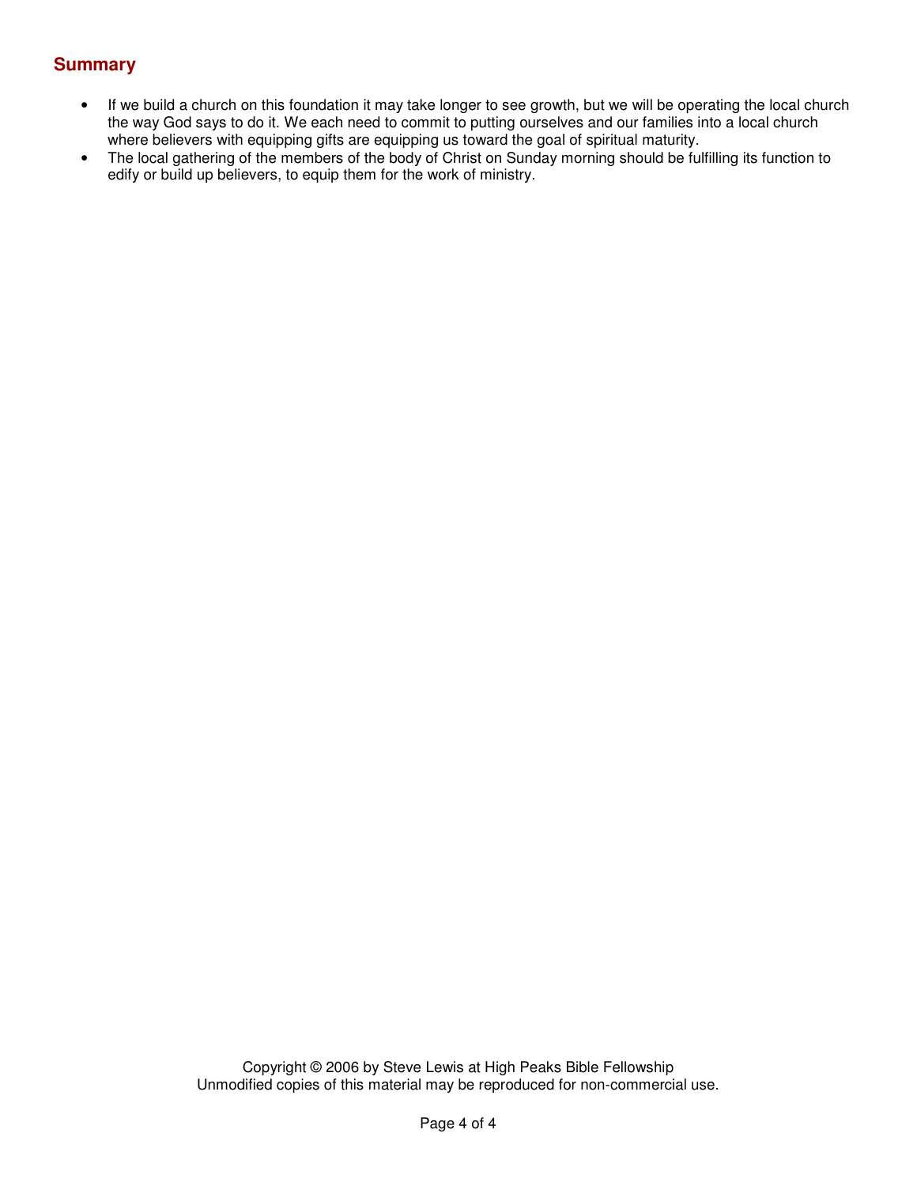## Summary

- If we build a church on this foundation it may take longer to see growth, but we will be operating the local church the way God says to do it. We each need to commit to putting ourselves and our families into a local church where believers with equipping gifts are equipping us toward the goal of spiritual maturity.
- The local gathering of the members of the body of Christ on Sunday morning should be fulfilling its function to edify or build up believers, to equip them for the work of ministry.

Copyright © 2006 by Steve Lewis at High Peaks Bible Fellowship
Unmodified copies of this material may be reproduced for non-commercial use.